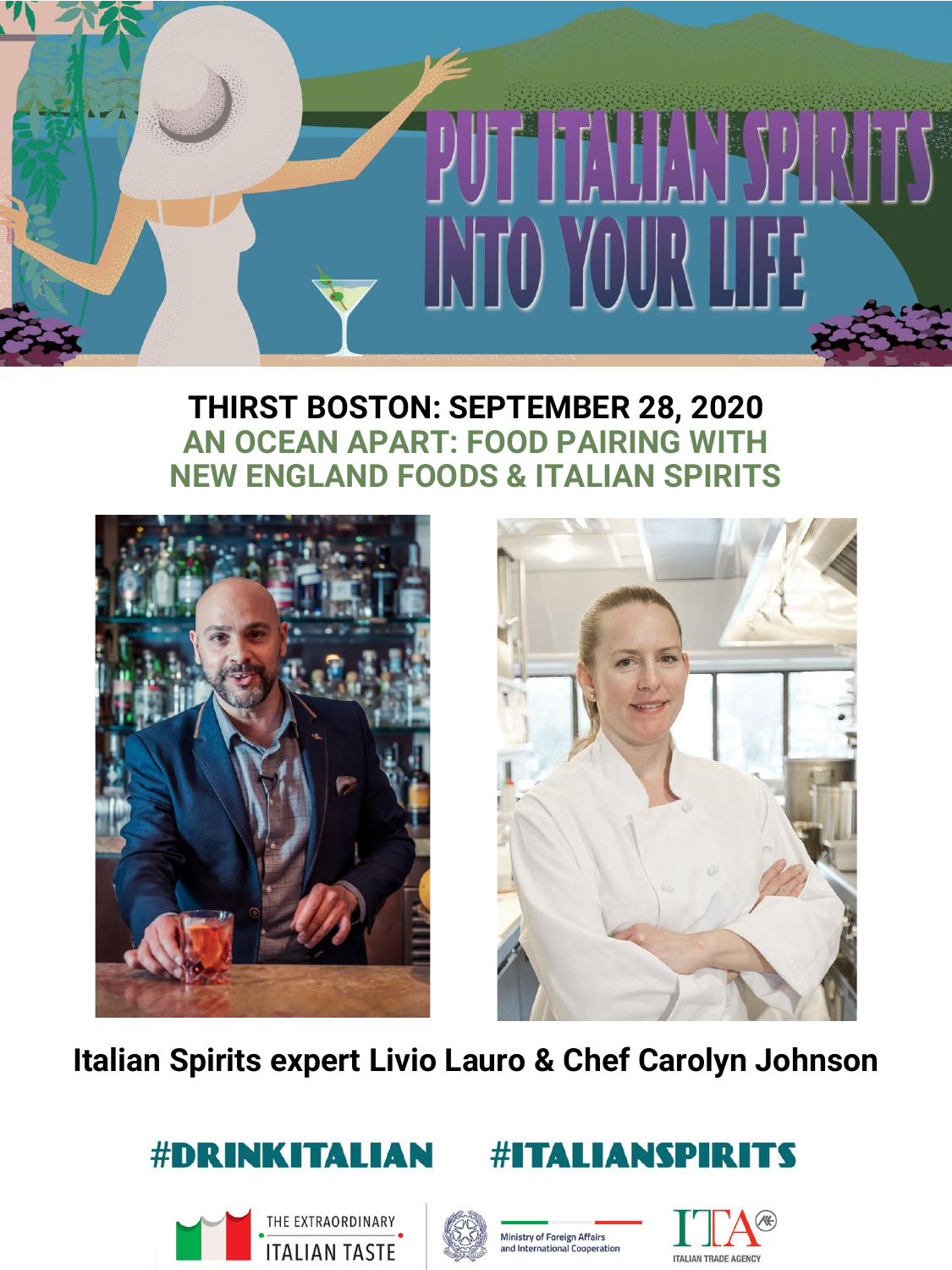# PUT ITALIAN SPIRITS INTO YOUR LIFE

## THIRST BOSTON: SEPTEMBER 28, 2020

### AN OCEAN APART: FOOD PAIRING WITH NEW ENGLAND FOODS & ITALIAN SPIRITS

**Italian Spirits expert Livio Lauro & Chef Carolyn Johnson**

#DRINKITALIAN #ITALIANSPIRITS

THE EXTRAORDINARY ITALIAN TASTE

Ministry of Foreign Affairs and International Cooperation

ITA ITALIAN TRADE AGENCY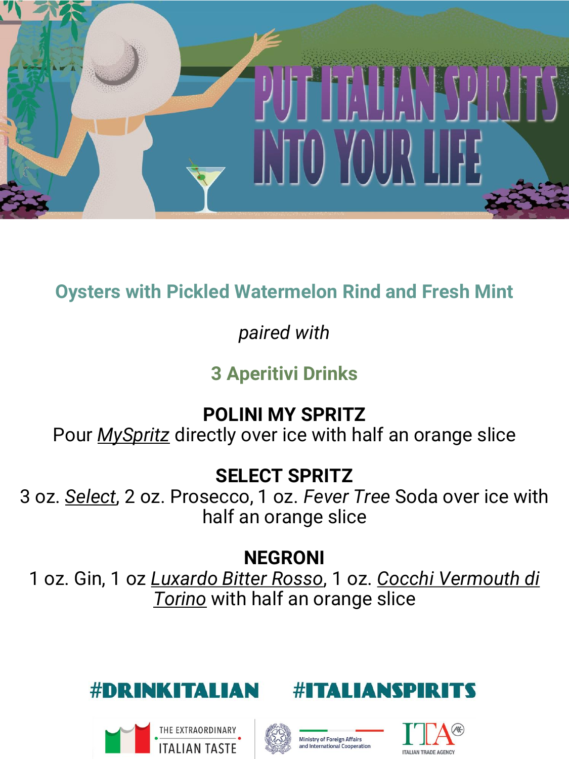# PUT ITALIAN SPIRITS INTO YOUR LIFE

## Oysters with Pickled Watermelon Rind and Fresh Mint

*paired with*

## 3 Aperitivi Drinks

**POLINI MY SPRITZ**
Pour *MySpritz* directly over ice with half an orange slice

**SELECT SPRITZ**
3 oz. *Select*, 2 oz. Prosecco, 1 oz. *Fever Tree* Soda over ice with half an orange slice

**NEGRONI**
1 oz. Gin, 1 oz *Luxardo Bitter Rosso*, 1 oz. *Cocchi Vermouth di Torino* with half an orange slice

#DRINKITALIAN #ITALIANSPIRITS

THE EXTRAORDINARY ITALIAN TASTE

Ministry of Foreign Affairs and International Cooperation

ITA ITALIAN TRADE AGENCY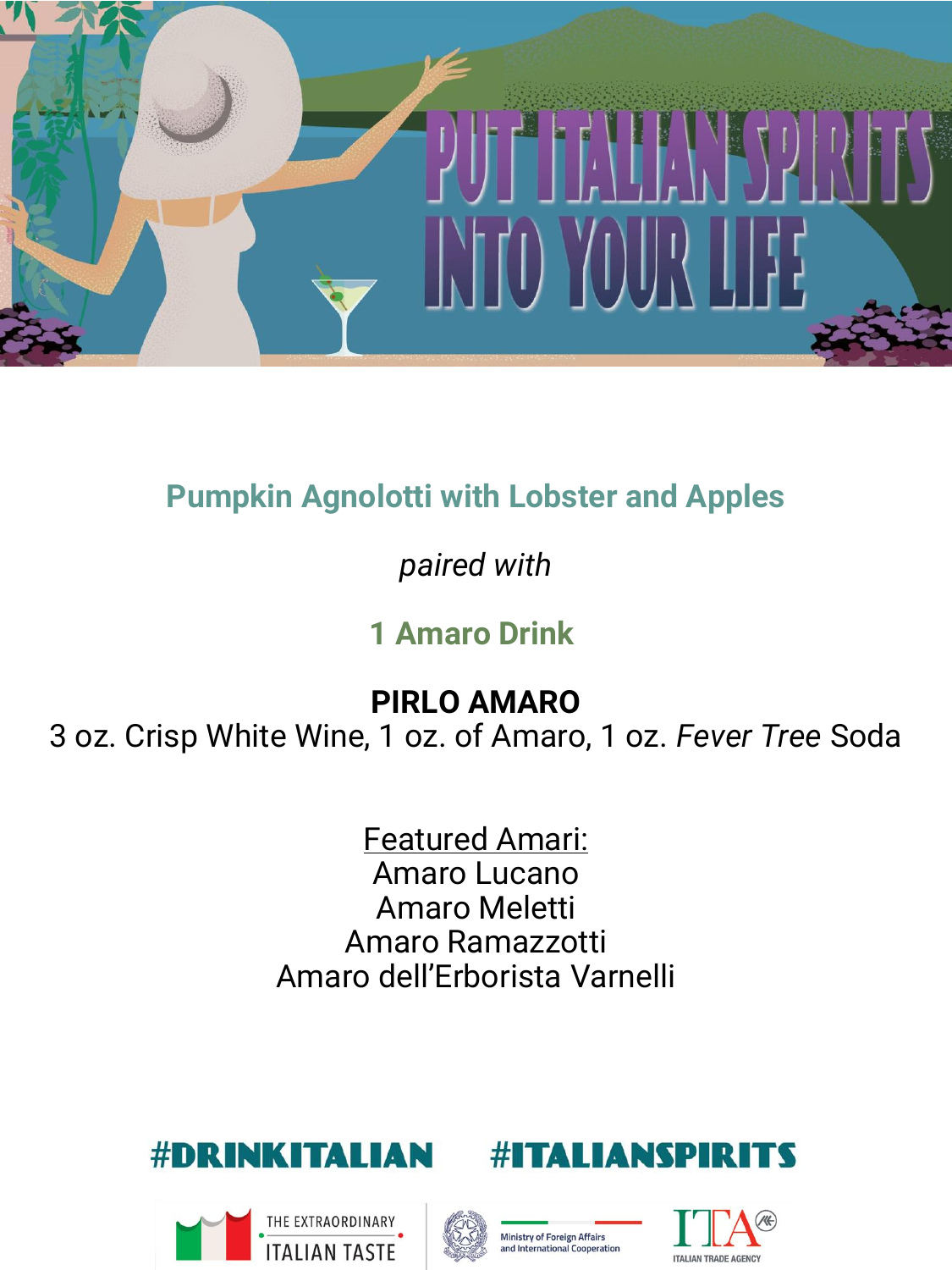# PUT ITALIAN SPIRITS INTO YOUR LIFE

## Pumpkin Agnolotti with Lobster and Apples

*paired with*

## 1 Amaro Drink

**PIRLO AMARO**
3 oz. Crisp White Wine, 1 oz. of Amaro, 1 oz. *Fever Tree* Soda

Featured Amari:
Amaro Lucano
Amaro Meletti
Amaro Ramazzotti
Amaro dell'Erborista Varnelli

#DRINKITALIAN #ITALIANSPIRITS

THE EXTRAORDINARY ITALIAN TASTE

Ministry of Foreign Affairs and International Cooperation

ITA ITALIAN TRADE AGENCY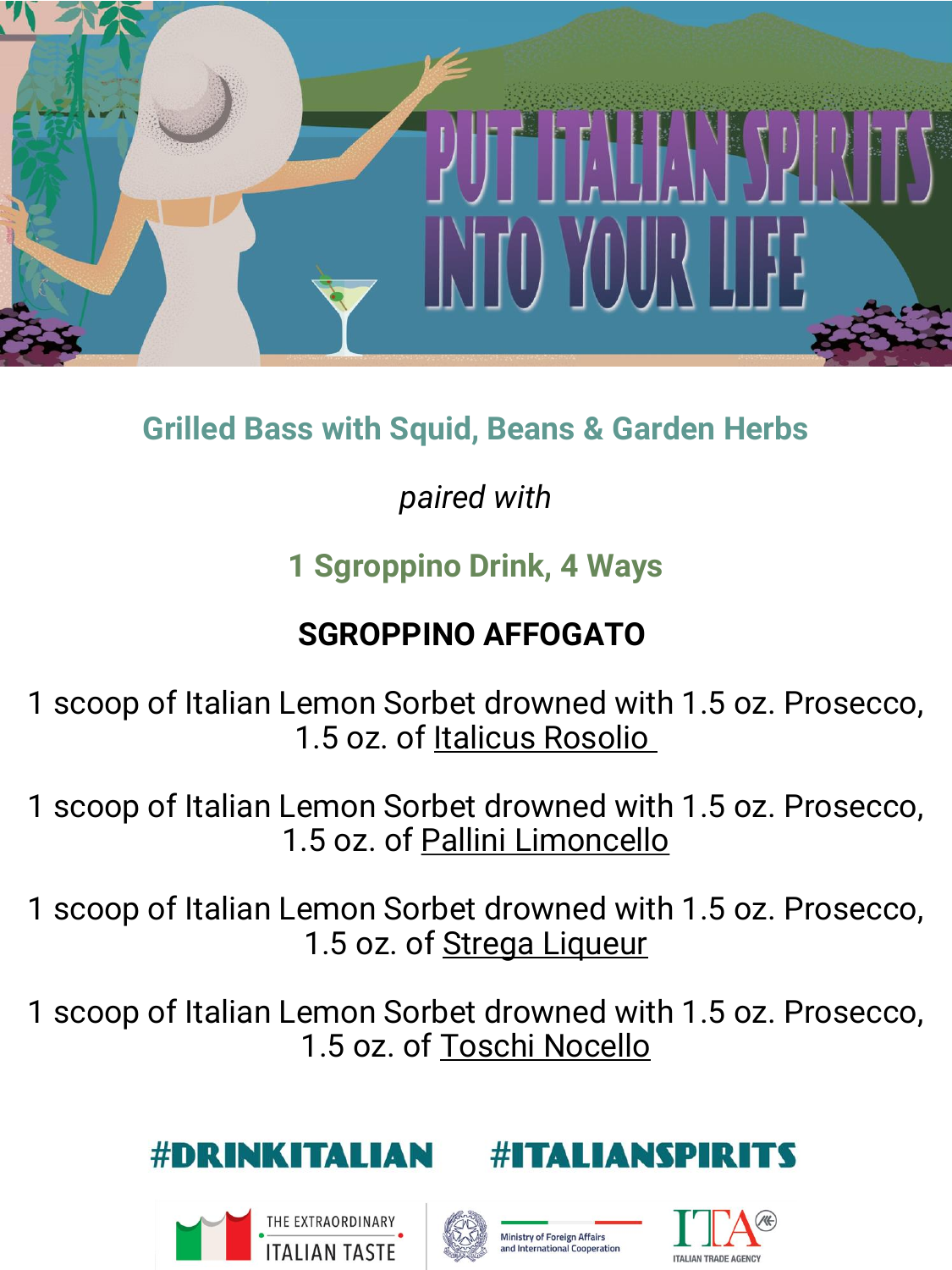# PUT ITALIAN SPIRITS INTO YOUR LIFE

## Grilled Bass with Squid, Beans & Garden Herbs

*paired with*

## 1 Sgroppino Drink, 4 Ways

### SGROPPINO AFFOGATO

1 scoop of Italian Lemon Sorbet drowned with 1.5 oz. Prosecco, 1.5 oz. of Italicus Rosolio

1 scoop of Italian Lemon Sorbet drowned with 1.5 oz. Prosecco, 1.5 oz. of Pallini Limoncello

1 scoop of Italian Lemon Sorbet drowned with 1.5 oz. Prosecco, 1.5 oz. of Strega Liqueur

1 scoop of Italian Lemon Sorbet drowned with 1.5 oz. Prosecco, 1.5 oz. of Toschi Nocello

**#DRINKITALIAN #ITALIANSPIRITS**

THE EXTRAORDINARY ITALIAN TASTE

Ministry of Foreign Affairs and International Cooperation

ITA ITALIAN TRADE AGENCY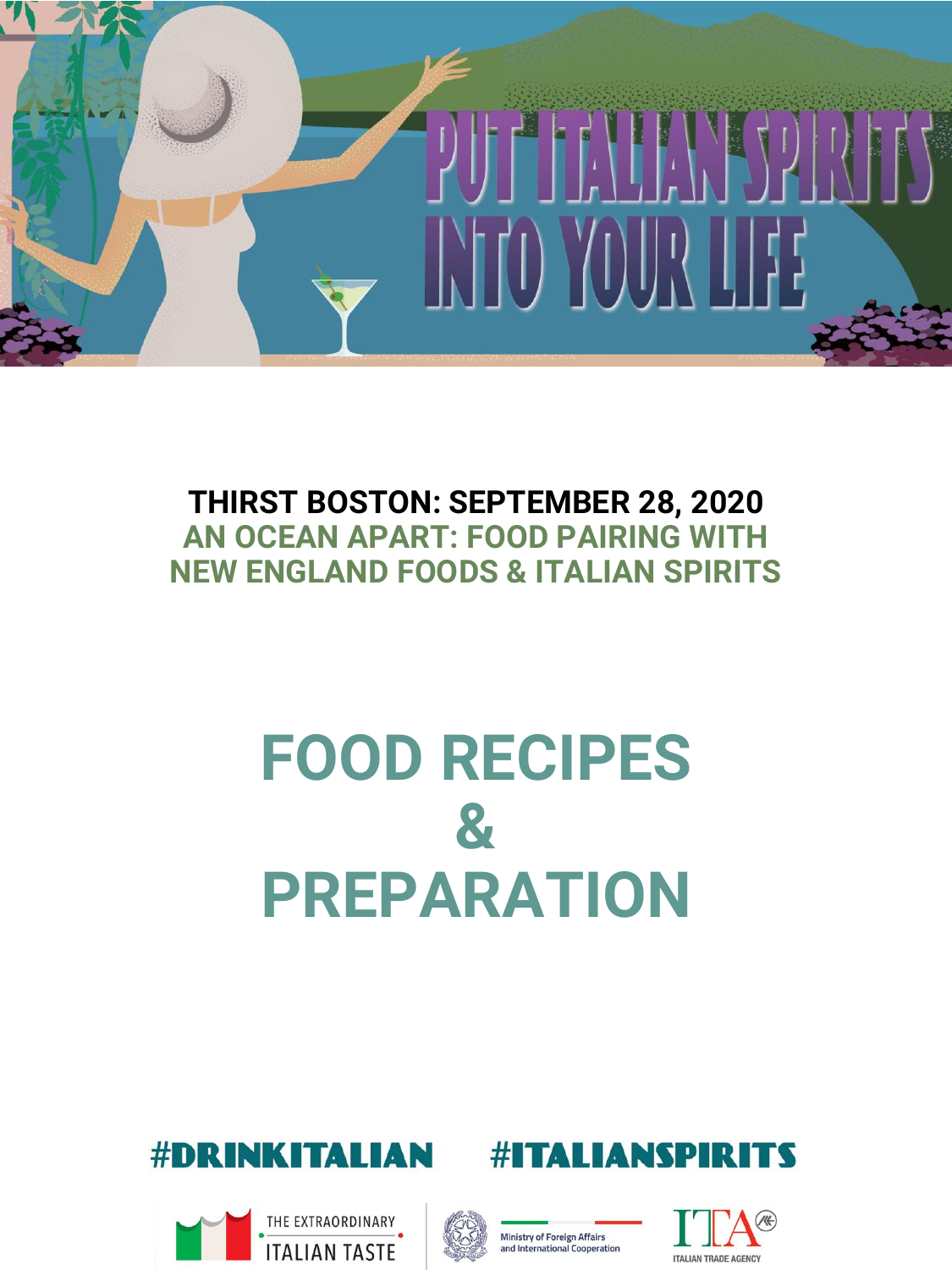PUT ITALIAN SPIRITS INTO YOUR LIFE

**THIRST BOSTON: SEPTEMBER 28, 2020**

**AN OCEAN APART: FOOD PAIRING WITH NEW ENGLAND FOODS & ITALIAN SPIRITS**

# FOOD RECIPES & PREPARATION

#DRINKITALIAN #ITALIANSPIRITS

THE EXTRAORDINARY ITALIAN TASTE

Ministry of Foreign Affairs and International Cooperation

ITA ITALIAN TRADE AGENCY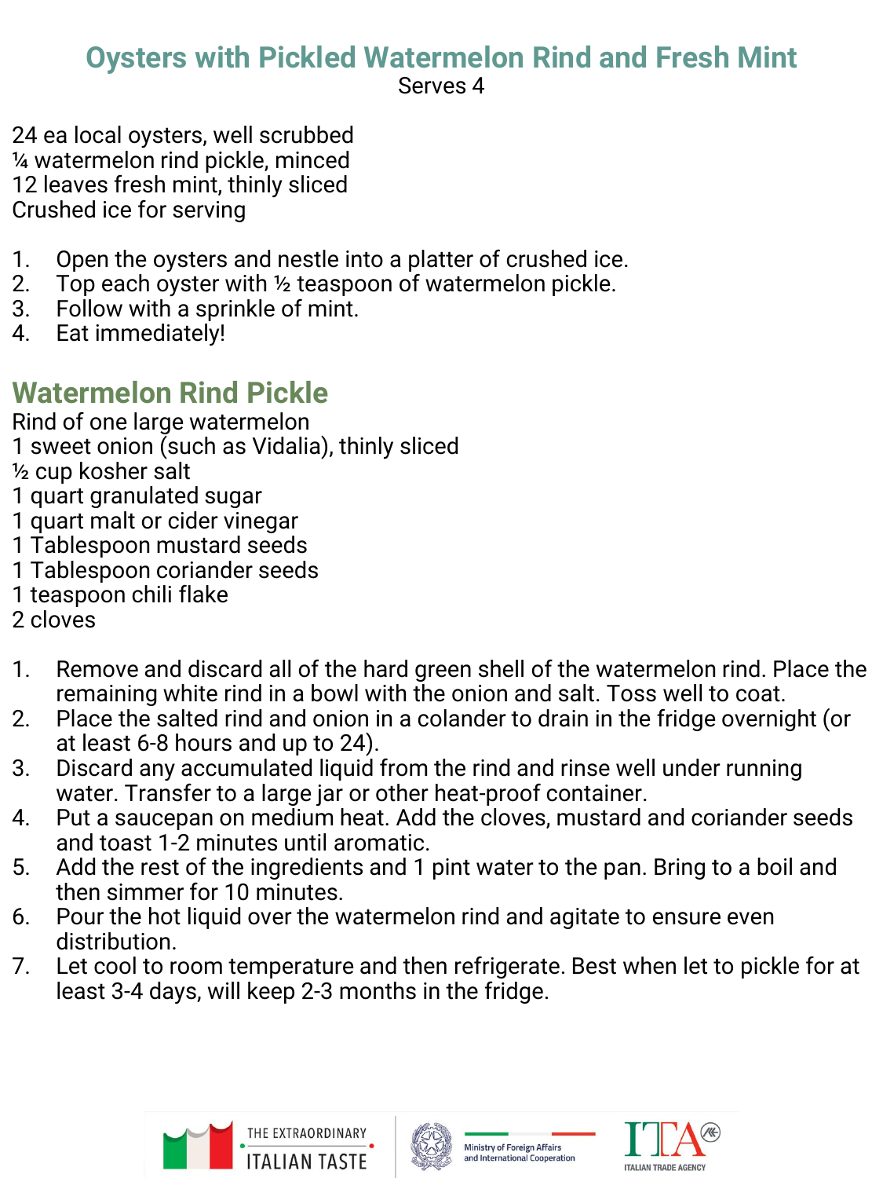# Oysters with Pickled Watermelon Rind and Fresh Mint

Serves 4

24 ea local oysters, well scrubbed
¼ watermelon rind pickle, minced
12 leaves fresh mint, thinly sliced
Crushed ice for serving

1. Open the oysters and nestle into a platter of crushed ice.
2. Top each oyster with ½ teaspoon of watermelon pickle.
3. Follow with a sprinkle of mint.
4. Eat immediately!

## Watermelon Rind Pickle

Rind of one large watermelon
1 sweet onion (such as Vidalia), thinly sliced
½ cup kosher salt
1 quart granulated sugar
1 quart malt or cider vinegar
1 Tablespoon mustard seeds
1 Tablespoon coriander seeds
1 teaspoon chili flake
2 cloves

1. Remove and discard all of the hard green shell of the watermelon rind. Place the remaining white rind in a bowl with the onion and salt. Toss well to coat.
2. Place the salted rind and onion in a colander to drain in the fridge overnight (or at least 6-8 hours and up to 24).
3. Discard any accumulated liquid from the rind and rinse well under running water. Transfer to a large jar or other heat-proof container.
4. Put a saucepan on medium heat. Add the cloves, mustard and coriander seeds and toast 1-2 minutes until aromatic.
5. Add the rest of the ingredients and 1 pint water to the pan. Bring to a boil and then simmer for 10 minutes.
6. Pour the hot liquid over the watermelon rind and agitate to ensure even distribution.
7. Let cool to room temperature and then refrigerate. Best when let to pickle for at least 3-4 days, will keep 2-3 months in the fridge.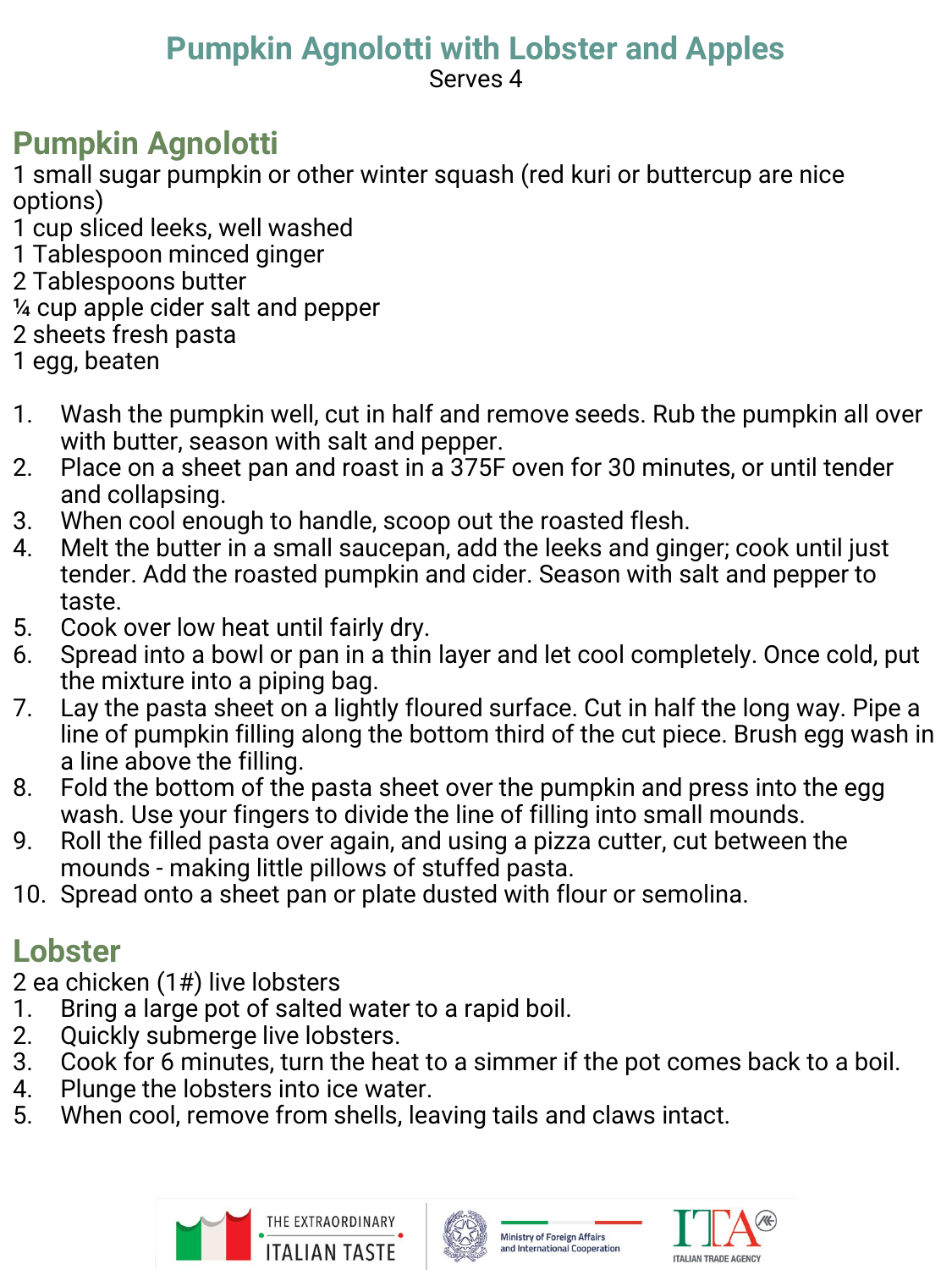# Pumpkin Agnolotti with Lobster and Apples

Serves 4

## Pumpkin Agnolotti

1 small sugar pumpkin or other winter squash (red kuri or buttercup are nice options)
1 cup sliced leeks, well washed
1 Tablespoon minced ginger
2 Tablespoons butter
¼ cup apple cider salt and pepper
2 sheets fresh pasta
1 egg, beaten

1. Wash the pumpkin well, cut in half and remove seeds. Rub the pumpkin all over with butter, season with salt and pepper.
2. Place on a sheet pan and roast in a 375F oven for 30 minutes, or until tender and collapsing.
3. When cool enough to handle, scoop out the roasted flesh.
4. Melt the butter in a small saucepan, add the leeks and ginger; cook until just tender. Add the roasted pumpkin and cider. Season with salt and pepper to taste.
5. Cook over low heat until fairly dry.
6. Spread into a bowl or pan in a thin layer and let cool completely. Once cold, put the mixture into a piping bag.
7. Lay the pasta sheet on a lightly floured surface. Cut in half the long way. Pipe a line of pumpkin filling along the bottom third of the cut piece. Brush egg wash in a line above the filling.
8. Fold the bottom of the pasta sheet over the pumpkin and press into the egg wash. Use your fingers to divide the line of filling into small mounds.
9. Roll the filled pasta over again, and using a pizza cutter, cut between the mounds - making little pillows of stuffed pasta.
10. Spread onto a sheet pan or plate dusted with flour or semolina.

## Lobster

2 ea chicken (1#) live lobsters

1. Bring a large pot of salted water to a rapid boil.
2. Quickly submerge live lobsters.
3. Cook for 6 minutes, turn the heat to a simmer if the pot comes back to a boil.
4. Plunge the lobsters into ice water.
5. When cool, remove from shells, leaving tails and claws intact.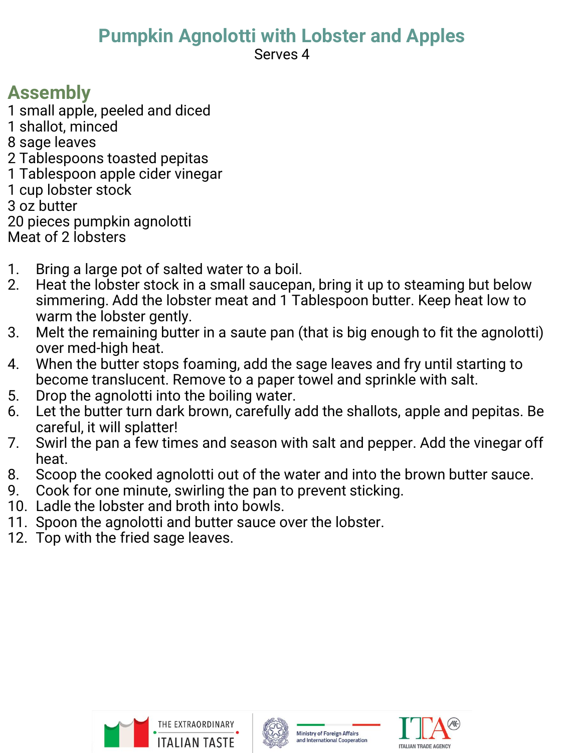# Pumpkin Agnolotti with Lobster and Apples

Serves 4

## Assembly

1 small apple, peeled and diced
1 shallot, minced
8 sage leaves
2 Tablespoons toasted pepitas
1 Tablespoon apple cider vinegar
1 cup lobster stock
3 oz butter
20 pieces pumpkin agnolotti
Meat of 2 lobsters

1. Bring a large pot of salted water to a boil.
2. Heat the lobster stock in a small saucepan, bring it up to steaming but below simmering. Add the lobster meat and 1 Tablespoon butter. Keep heat low to warm the lobster gently.
3. Melt the remaining butter in a saute pan (that is big enough to fit the agnolotti) over med-high heat.
4. When the butter stops foaming, add the sage leaves and fry until starting to become translucent. Remove to a paper towel and sprinkle with salt.
5. Drop the agnolotti into the boiling water.
6. Let the butter turn dark brown, carefully add the shallots, apple and pepitas. Be careful, it will splatter!
7. Swirl the pan a few times and season with salt and pepper. Add the vinegar off heat.
8. Scoop the cooked agnolotti out of the water and into the brown butter sauce.
9. Cook for one minute, swirling the pan to prevent sticking.
10. Ladle the lobster and broth into bowls.
11. Spoon the agnolotti and butter sauce over the lobster.
12. Top with the fried sage leaves.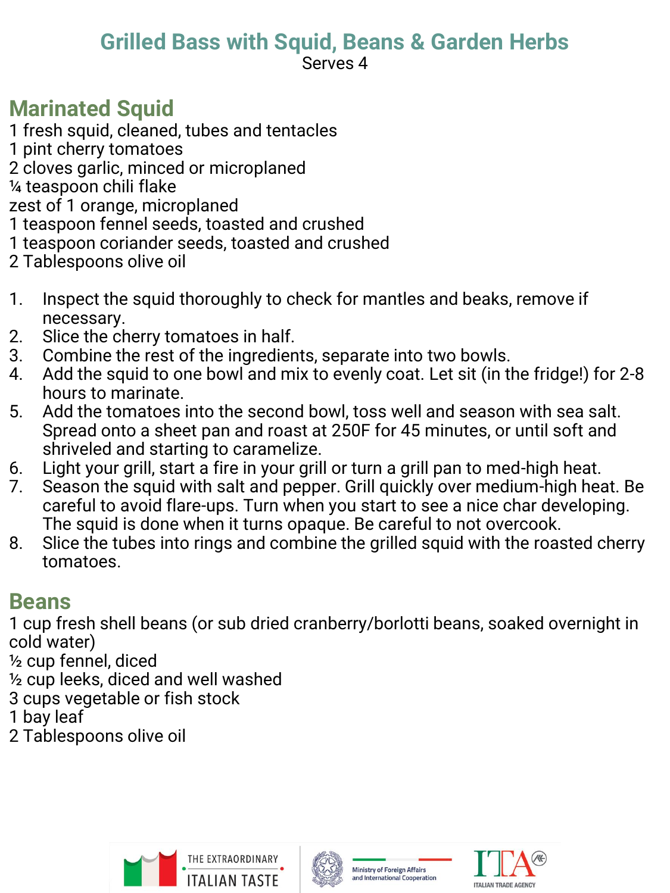# Grilled Bass with Squid, Beans & Garden Herbs

Serves 4

## Marinated Squid

1 fresh squid, cleaned, tubes and tentacles
1 pint cherry tomatoes
2 cloves garlic, minced or microplaned
¼ teaspoon chili flake
zest of 1 orange, microplaned
1 teaspoon fennel seeds, toasted and crushed
1 teaspoon coriander seeds, toasted and crushed
2 Tablespoons olive oil

1. Inspect the squid thoroughly to check for mantles and beaks, remove if necessary.
2. Slice the cherry tomatoes in half.
3. Combine the rest of the ingredients, separate into two bowls.
4. Add the squid to one bowl and mix to evenly coat. Let sit (in the fridge!) for 2-8 hours to marinate.
5. Add the tomatoes into the second bowl, toss well and season with sea salt. Spread onto a sheet pan and roast at 250F for 45 minutes, or until soft and shriveled and starting to caramelize.
6. Light your grill, start a fire in your grill or turn a grill pan to med-high heat.
7. Season the squid with salt and pepper. Grill quickly over medium-high heat. Be careful to avoid flare-ups. Turn when you start to see a nice char developing. The squid is done when it turns opaque. Be careful to not overcook.
8. Slice the tubes into rings and combine the grilled squid with the roasted cherry tomatoes.

## Beans

1 cup fresh shell beans (or sub dried cranberry/borlotti beans, soaked overnight in cold water)
½ cup fennel, diced
½ cup leeks, diced and well washed
3 cups vegetable or fish stock
1 bay leaf
2 Tablespoons olive oil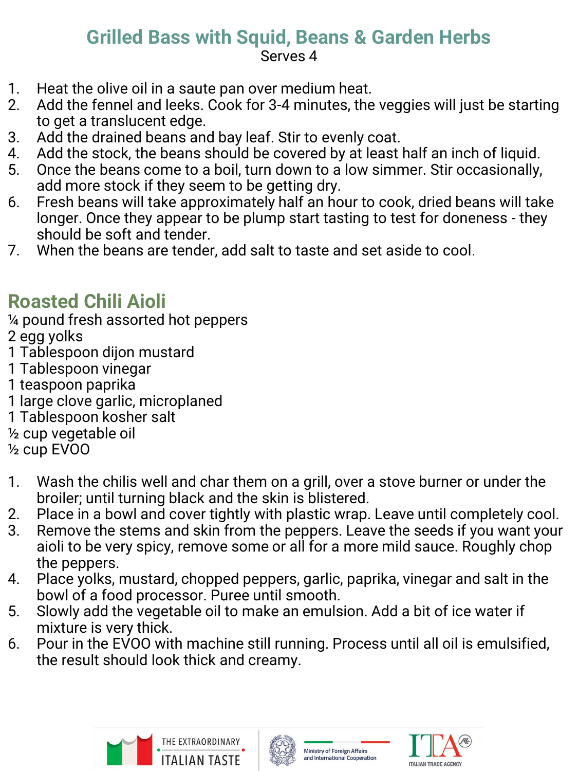## Grilled Bass with Squid, Beans & Garden Herbs

Serves 4

1. Heat the olive oil in a saute pan over medium heat.
2. Add the fennel and leeks. Cook for 3-4 minutes, the veggies will just be starting to get a translucent edge.
3. Add the drained beans and bay leaf. Stir to evenly coat.
4. Add the stock, the beans should be covered by at least half an inch of liquid.
5. Once the beans come to a boil, turn down to a low simmer. Stir occasionally, add more stock if they seem to be getting dry.
6. Fresh beans will take approximately half an hour to cook, dried beans will take longer. Once they appear to be plump start tasting to test for doneness - they should be soft and tender.
7. When the beans are tender, add salt to taste and set aside to cool.

## Roasted Chili Aioli

¼ pound fresh assorted hot peppers
2 egg yolks
1 Tablespoon dijon mustard
1 Tablespoon vinegar
1 teaspoon paprika
1 large clove garlic, microplaned
1 Tablespoon kosher salt
½ cup vegetable oil
½ cup EVOO

1. Wash the chilis well and char them on a grill, over a stove burner or under the broiler; until turning black and the skin is blistered.
2. Place in a bowl and cover tightly with plastic wrap. Leave until completely cool.
3. Remove the stems and skin from the peppers. Leave the seeds if you want your aioli to be very spicy, remove some or all for a more mild sauce. Roughly chop the peppers.
4. Place yolks, mustard, chopped peppers, garlic, paprika, vinegar and salt in the bowl of a food processor. Puree until smooth.
5. Slowly add the vegetable oil to make an emulsion. Add a bit of ice water if mixture is very thick.
6. Pour in the EVOO with machine still running. Process until all oil is emulsified, the result should look thick and creamy.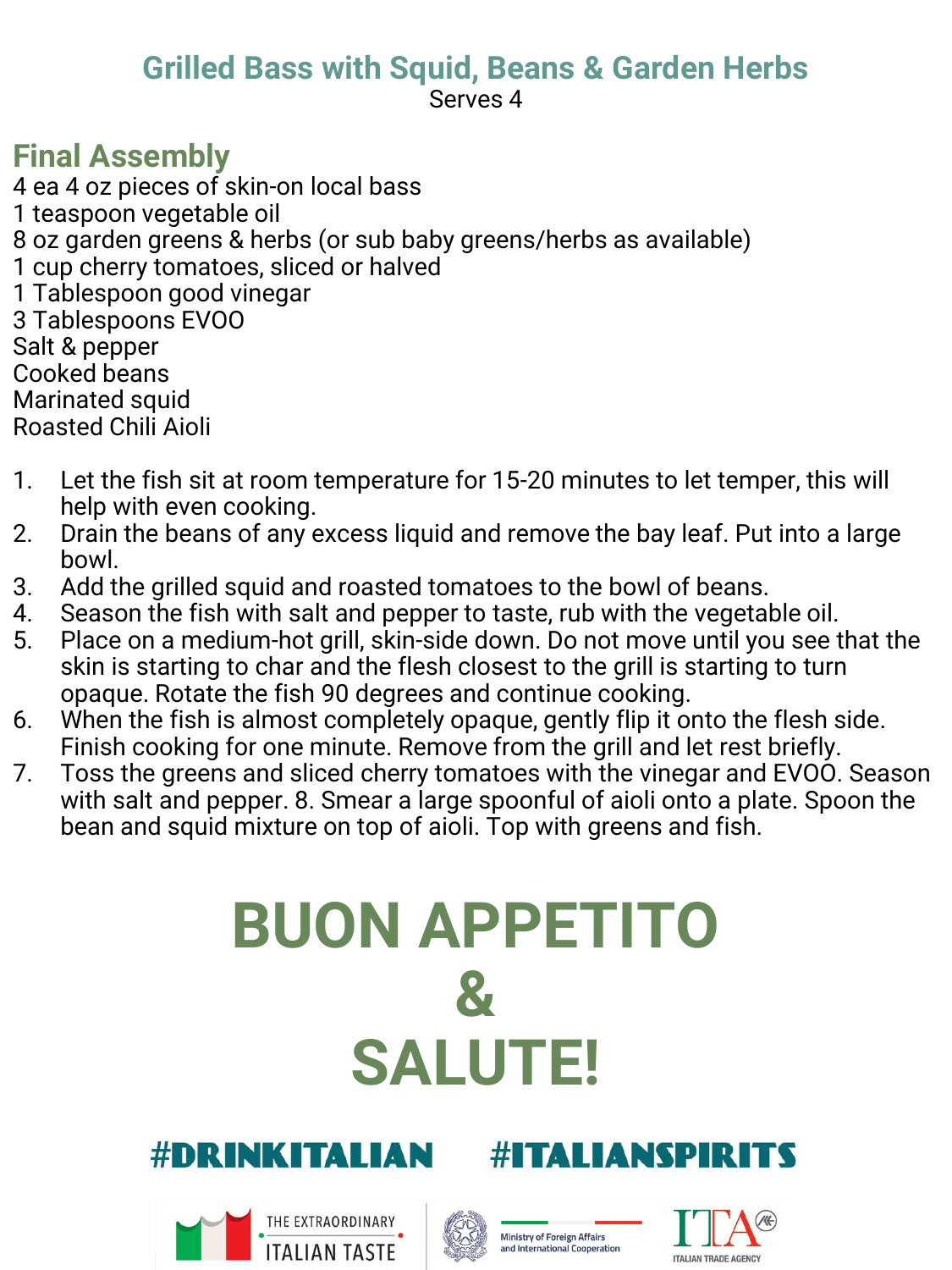## Grilled Bass with Squid, Beans & Garden Herbs

Serves 4

### Final Assembly

4 ea 4 oz pieces of skin-on local bass
1 teaspoon vegetable oil
8 oz garden greens & herbs (or sub baby greens/herbs as available)
1 cup cherry tomatoes, sliced or halved
1 Tablespoon good vinegar
3 Tablespoons EVOO
Salt & pepper
Cooked beans
Marinated squid
Roasted Chili Aioli

1. Let the fish sit at room temperature for 15-20 minutes to let temper, this will help with even cooking.
2. Drain the beans of any excess liquid and remove the bay leaf. Put into a large bowl.
3. Add the grilled squid and roasted tomatoes to the bowl of beans.
4. Season the fish with salt and pepper to taste, rub with the vegetable oil.
5. Place on a medium-hot grill, skin-side down. Do not move until you see that the skin is starting to char and the flesh closest to the grill is starting to turn opaque. Rotate the fish 90 degrees and continue cooking.
6. When the fish is almost completely opaque, gently flip it onto the flesh side. Finish cooking for one minute. Remove from the grill and let rest briefly.
7. Toss the greens and sliced cherry tomatoes with the vinegar and EVOO. Season with salt and pepper. 8. Smear a large spoonful of aioli onto a plate. Spoon the bean and squid mixture on top of aioli. Top with greens and fish.

# BUON APPETITO & SALUTE!

#DRINKITALIAN #ITALIANSPIRITS

THE EXTRAORDINARY ITALIAN TASTE

Ministry of Foreign Affairs and International Cooperation

ITA ITALIAN TRADE AGENCY